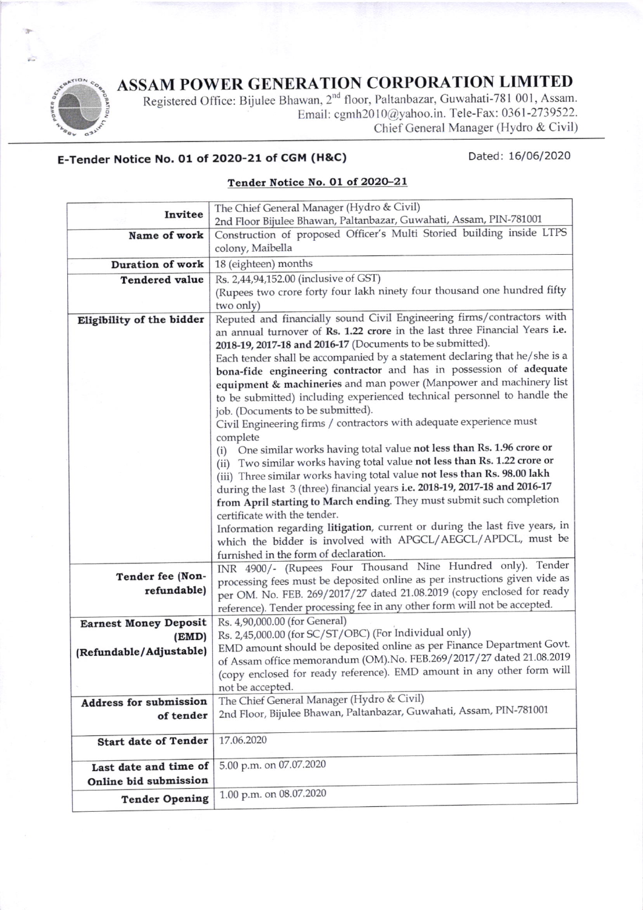# ASSAM POWER GENERATION CORPORATION LIMITED

Registered Office: Bijulee Bhawan, 2nd floor, Paltanbazar, Guwahati-781 001, Assam.
Email: cgmh2010@yahoo.in. Tele-Fax: 0361-2739522.
Chief General Manager (Hydro & Civil)

**E-Tender Notice No. 01 of 2020-21 of CGM (H&C)** Dated: 16/06/2020

## Tender Notice No. 01 of 2020–21

| | |
|---|---|
| **Invitee** | The Chief General Manager (Hydro & Civil)<br>2nd Floor Bijulee Bhawan, Paltanbazar, Guwahati, Assam, PIN-781001 |
| **Name of work** | Construction of proposed Officer's Multi Storied building inside LTPS colony, Maibella |
| **Duration of work** | 18 (eighteen) months |
| **Tendered value** | Rs. 2,44,94,152.00 (inclusive of GST)<br>(Rupees two crore forty four lakh ninety four thousand one hundred fifty two only) |
| **Eligibility of the bidder** | Reputed and financially sound Civil Engineering firms/contractors with an annual turnover of **Rs. 1.22 crore** in the last three Financial Years **i.e. 2018-19, 2017-18 and 2016-17** (Documents to be submitted).<br>Each tender shall be accompanied by a statement declaring that he/she is a **bona-fide engineering contractor** and has in possession of **adequate equipment & machineries** and man power (Manpower and machinery list to be submitted) including experienced technical personnel to handle the job. (Documents to be submitted).<br>Civil Engineering firms / contractors with adequate experience must complete<br>(i) One similar works having total value **not less than Rs. 1.96 crore or**<br>(ii) Two similar works having total value **not less than Rs. 1.22 crore or**<br>(iii) Three similar works having total value **not less than Rs. 98.00 lakh**<br>during the last 3 (three) financial years **i.e. 2018-19, 2017-18 and 2016-17 from April starting to March ending**. They must submit such completion certificate with the tender.<br>Information regarding **litigation**, current or during the last five years, in which the bidder is involved with APGCL/AEGCL/APDCL, must be furnished in the form of declaration. |
| **Tender fee (Non-refundable)** | INR 4900/- (Rupees Four Thousand Nine Hundred only). Tender processing fees must be deposited online as per instructions given vide as per OM. No. FEB. 269/2017/27 dated 21.08.2019 (copy enclosed for ready reference). Tender processing fee in any other form will not be accepted. |
| **Earnest Money Deposit (EMD) (Refundable/Adjustable)** | Rs. 4,90,000.00 (for General)<br>Rs. 2,45,000.00 (for SC/ST/OBC) (For Individual only)<br>EMD amount should be deposited online as per Finance Department Govt. of Assam office memorandum (OM).No. FEB.269/2017/27 dated 21.08.2019 (copy enclosed for ready reference). EMD amount in any other form will not be accepted. |
| **Address for submission of tender** | The Chief General Manager (Hydro & Civil)<br>2nd Floor, Bijulee Bhawan, Paltanbazar, Guwahati, Assam, PIN-781001 |
| **Start date of Tender** | 17.06.2020 |
| **Last date and time of Online bid submission** | 5.00 p.m. on 07.07.2020 |
| **Tender Opening** | 1.00 p.m. on 08.07.2020 |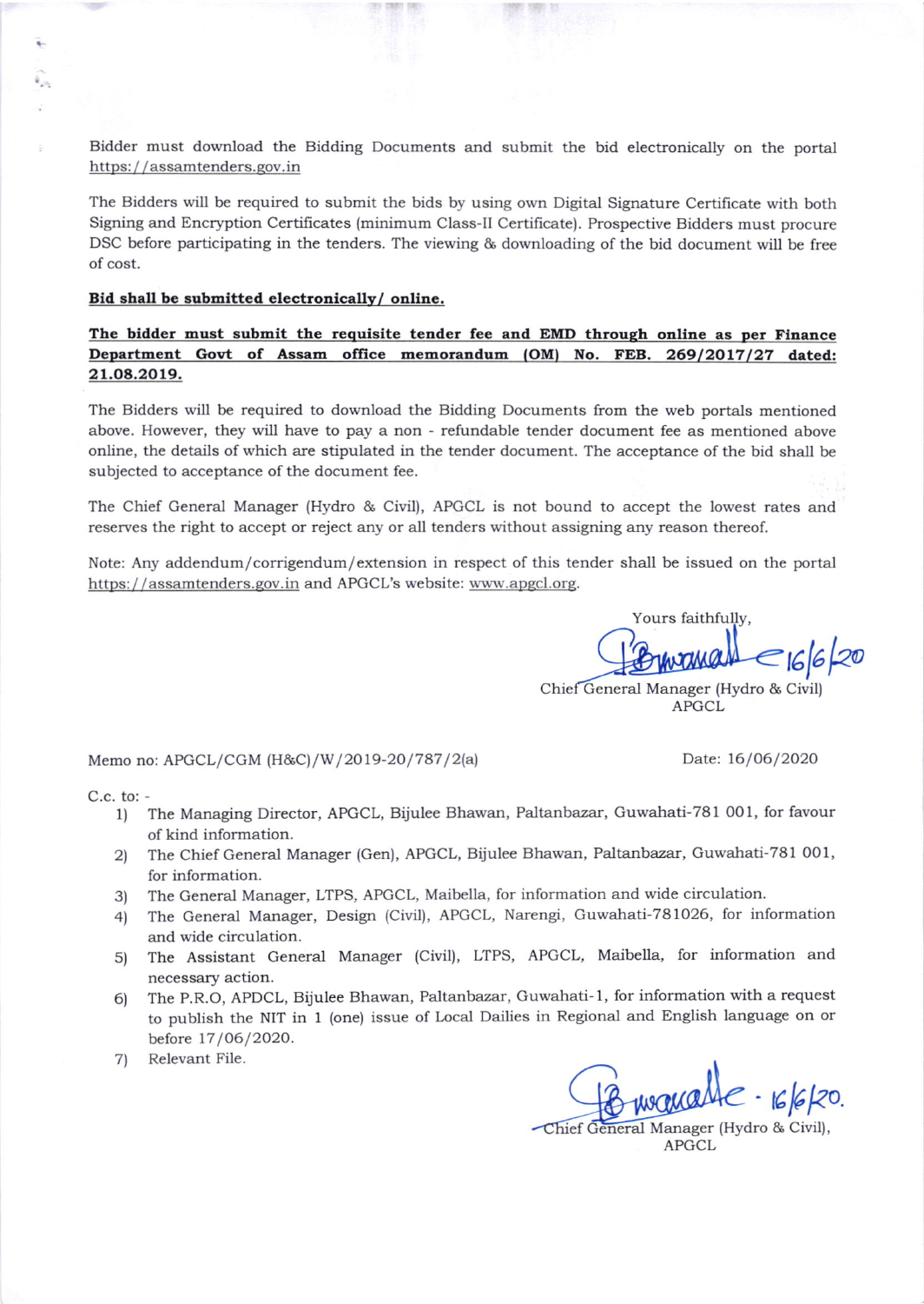Bidder must download the Bidding Documents and submit the bid electronically on the portal https://assamtenders.gov.in

The Bidders will be required to submit the bids by using own Digital Signature Certificate with both Signing and Encryption Certificates (minimum Class-II Certificate). Prospective Bidders must procure DSC before participating in the tenders. The viewing & downloading of the bid document will be free of cost.

**Bid shall be submitted electronically/ online.**

**The bidder must submit the requisite tender fee and EMD through online as per Finance Department Govt of Assam office memorandum (OM) No. FEB. 269/2017/27 dated: 21.08.2019.**

The Bidders will be required to download the Bidding Documents from the web portals mentioned above. However, they will have to pay a non - refundable tender document fee as mentioned above online, the details of which are stipulated in the tender document. The acceptance of the bid shall be subjected to acceptance of the document fee.

The Chief General Manager (Hydro & Civil), APGCL is not bound to accept the lowest rates and reserves the right to accept or reject any or all tenders without assigning any reason thereof.

Note: Any addendum/corrigendum/extension in respect of this tender shall be issued on the portal https://assamtenders.gov.in and APGCL's website: www.apgcl.org.

Yours faithfully,

16/6/20

Chief General Manager (Hydro & Civil)
APGCL

Memo no: APGCL/CGM (H&C)/W/2019-20/787/2(a) Date: 16/06/2020

C.c. to: -

1) The Managing Director, APGCL, Bijulee Bhawan, Paltanbazar, Guwahati-781 001, for favour of kind information.
2) The Chief General Manager (Gen), APGCL, Bijulee Bhawan, Paltanbazar, Guwahati-781 001, for information.
3) The General Manager, LTPS, APGCL, Maibella, for information and wide circulation.
4) The General Manager, Design (Civil), APGCL, Narengi, Guwahati-781026, for information and wide circulation.
5) The Assistant General Manager (Civil), LTPS, APGCL, Maibella, for information and necessary action.
6) The P.R.O, APDCL, Bijulee Bhawan, Paltanbazar, Guwahati-1, for information with a request to publish the NIT in 1 (one) issue of Local Dailies in Regional and English language on or before 17/06/2020.
7) Relevant File.

16/6/20.

Chief General Manager (Hydro & Civil),
APGCL